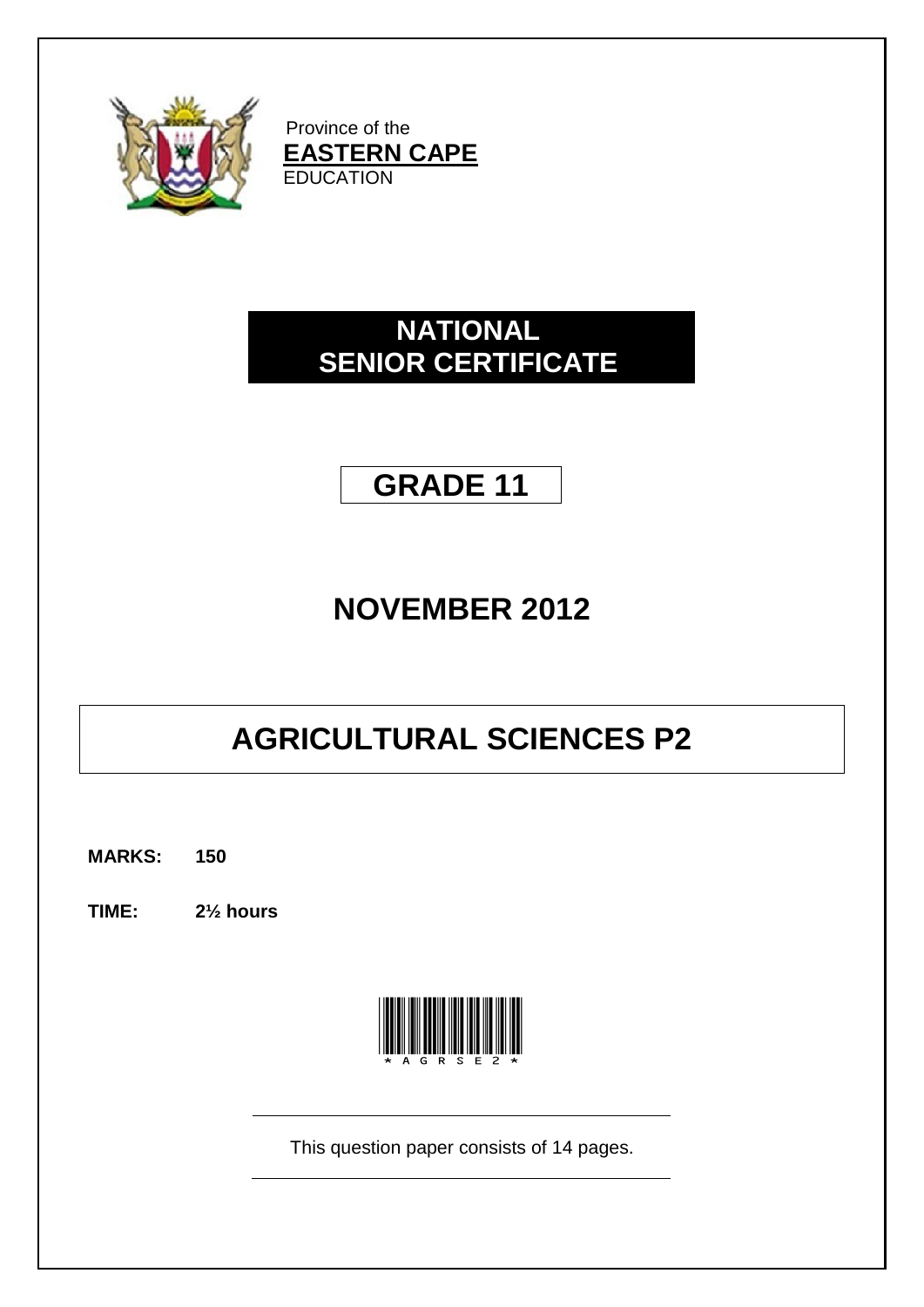Province of the
**EASTERN CAPE**
EDUCATION

# NATIONAL SENIOR CERTIFICATE

## GRADE 11

## NOVEMBER 2012

# AGRICULTURAL SCIENCES P2

**MARKS: 150**

**TIME: 2½ hours**

*AGRSE2*

This question paper consists of 14 pages.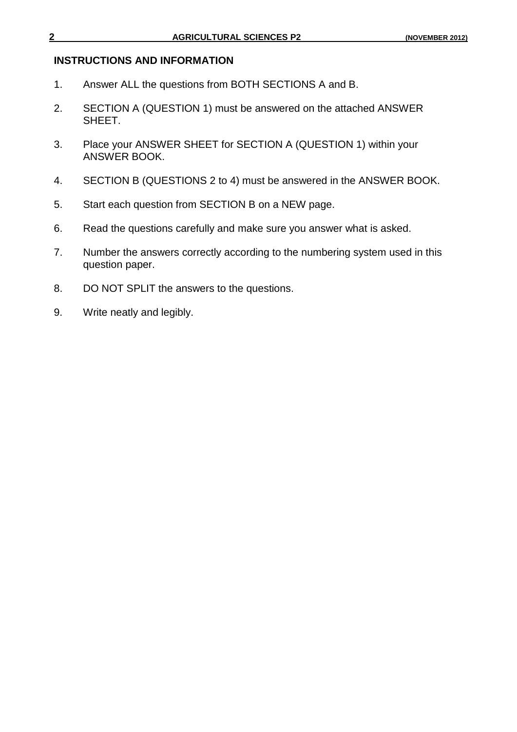## INSTRUCTIONS AND INFORMATION

1. Answer ALL the questions from BOTH SECTIONS A and B.
2. SECTION A (QUESTION 1) must be answered on the attached ANSWER SHEET.
3. Place your ANSWER SHEET for SECTION A (QUESTION 1) within your ANSWER BOOK.
4. SECTION B (QUESTIONS 2 to 4) must be answered in the ANSWER BOOK.
5. Start each question from SECTION B on a NEW page.
6. Read the questions carefully and make sure you answer what is asked.
7. Number the answers correctly according to the numbering system used in this question paper.
8. DO NOT SPLIT the answers to the questions.
9. Write neatly and legibly.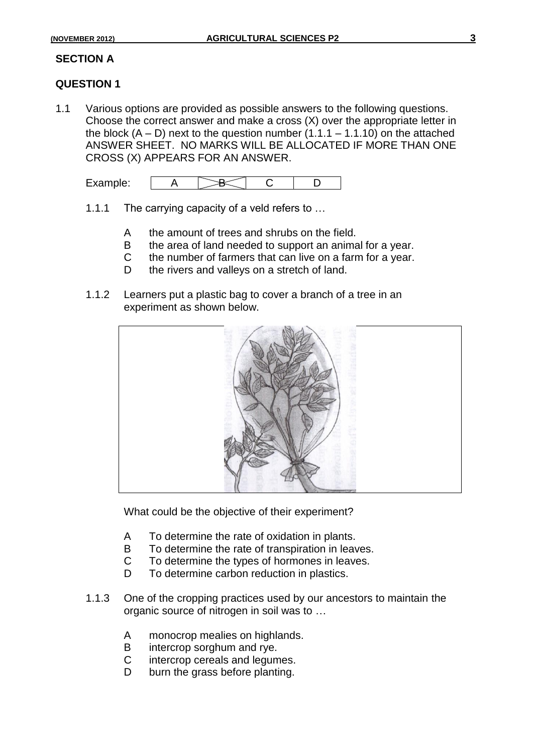## SECTION A

## QUESTION 1

1.1 Various options are provided as possible answers to the following questions. Choose the correct answer and make a cross (X) over the appropriate letter in the block (A – D) next to the question number (1.1.1 – 1.1.10) on the attached ANSWER SHEET. NO MARKS WILL BE ALLOCATED IF MORE THAN ONE CROSS (X) APPEARS FOR AN ANSWER.

Example:

| A | ~~B~~ | C | D |
|---|---|---|---|

1.1.1 The carrying capacity of a veld refers to …

- A the amount of trees and shrubs on the field.
- B the area of land needed to support an animal for a year.
- C the number of farmers that can live on a farm for a year.
- D the rivers and valleys on a stretch of land.

1.1.2 Learners put a plastic bag to cover a branch of a tree in an experiment as shown below.

What could be the objective of their experiment?

- A To determine the rate of oxidation in plants.
- B To determine the rate of transpiration in leaves.
- C To determine the types of hormones in leaves.
- D To determine carbon reduction in plastics.

1.1.3 One of the cropping practices used by our ancestors to maintain the organic source of nitrogen in soil was to …

- A monocrop mealies on highlands.
- B intercrop sorghum and rye.
- C intercrop cereals and legumes.
- D burn the grass before planting.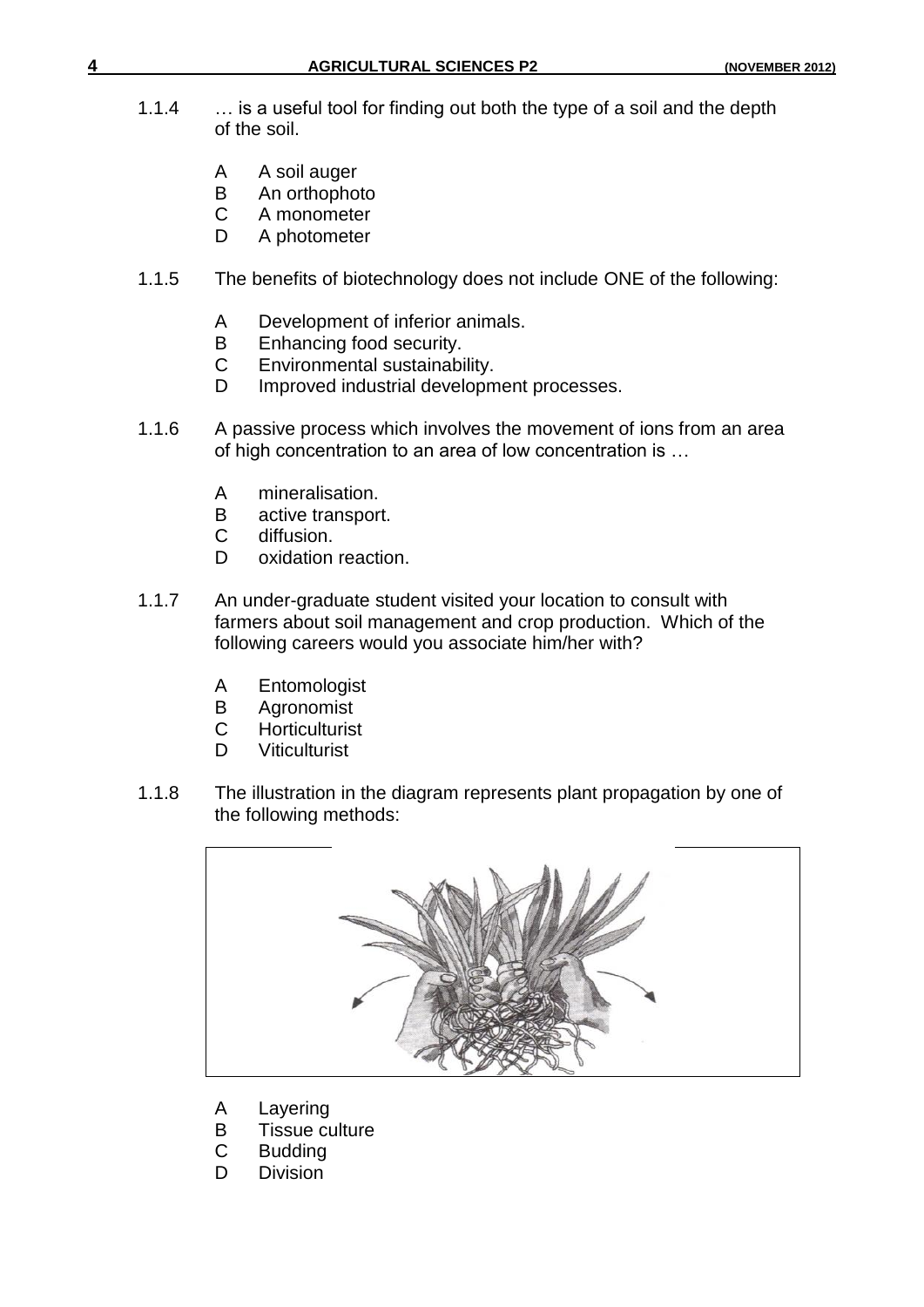1.1.4 … is a useful tool for finding out both the type of a soil and the depth of the soil.

A A soil auger
B An orthophoto
C A monometer
D A photometer

1.1.5 The benefits of biotechnology does not include ONE of the following:

A Development of inferior animals.
B Enhancing food security.
C Environmental sustainability.
D Improved industrial development processes.

1.1.6 A passive process which involves the movement of ions from an area of high concentration to an area of low concentration is …

A mineralisation.
B active transport.
C diffusion.
D oxidation reaction.

1.1.7 An under-graduate student visited your location to consult with farmers about soil management and crop production. Which of the following careers would you associate him/her with?

A Entomologist
B Agronomist
C Horticulturist
D Viticulturist

1.1.8 The illustration in the diagram represents plant propagation by one of the following methods:

A Layering
B Tissue culture
C Budding
D Division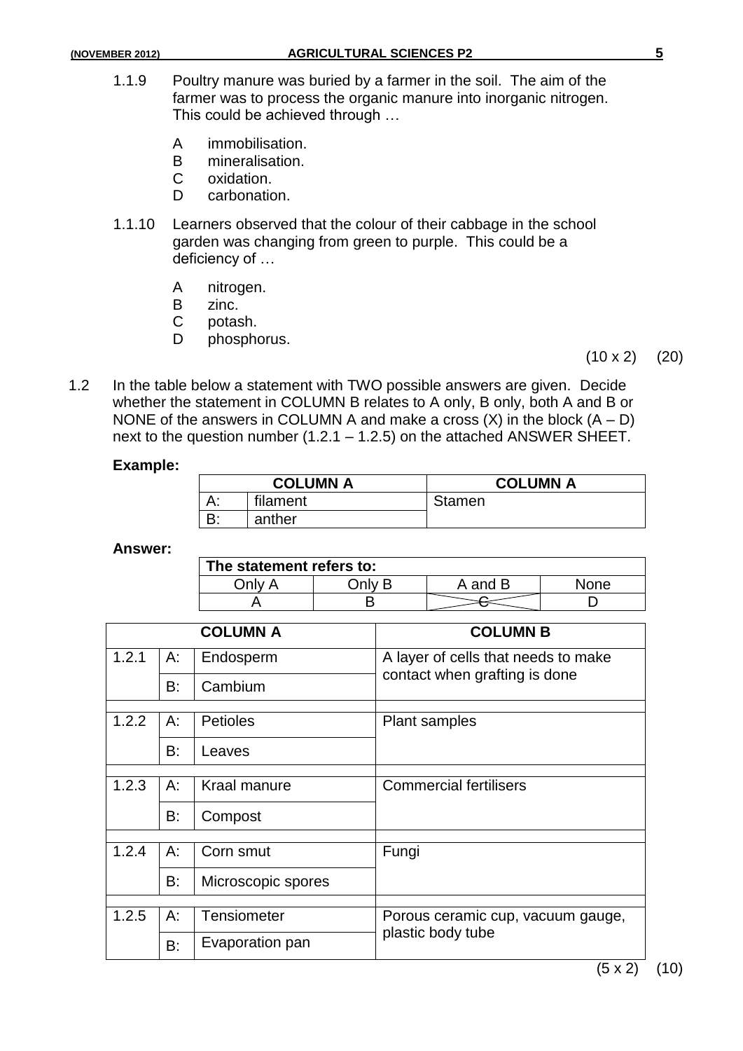1.1.9 Poultry manure was buried by a farmer in the soil. The aim of the farmer was to process the organic manure into inorganic nitrogen. This could be achieved through …

- A immobilisation.
- B mineralisation.
- C oxidation.
- D carbonation.

1.1.10 Learners observed that the colour of their cabbage in the school garden was changing from green to purple. This could be a deficiency of …

- A nitrogen.
- B zinc.
- C potash.
- D phosphorus.

(10 x 2) (20)

1.2 In the table below a statement with TWO possible answers are given. Decide whether the statement in COLUMN B relates to A only, B only, both A and B or NONE of the answers in COLUMN A and make a cross (X) in the block (A – D) next to the question number (1.2.1 – 1.2.5) on the attached ANSWER SHEET.

**Example:**

| COLUMN A | | COLUMN A |
|---|---|---|
| A: | filament | Stamen |
| B: | anther | |

**Answer:**

| The statement refers to: | | | |
|---|---|---|---|
| Only A | Only B | A and B | None |
| A | B | ~~C~~ | D |

| COLUMN A | | | COLUMN B |
|---|---|---|---|
| 1.2.1 | A: | Endosperm | A layer of cells that needs to make contact when grafting is done |
| | B: | Cambium | |
| 1.2.2 | A: | Petioles | Plant samples |
| | B: | Leaves | |
| 1.2.3 | A: | Kraal manure | Commercial fertilisers |
| | B: | Compost | |
| 1.2.4 | A: | Corn smut | Fungi |
| | B: | Microscopic spores | |
| 1.2.5 | A: | Tensiometer | Porous ceramic cup, vacuum gauge, plastic body tube |
| | B: | Evaporation pan | |

(5 x 2) (10)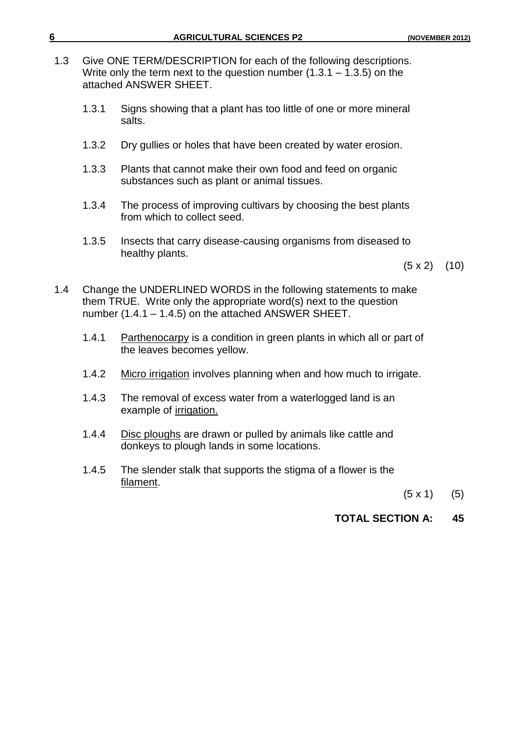1.3 Give ONE TERM/DESCRIPTION for each of the following descriptions. Write only the term next to the question number (1.3.1 – 1.3.5) on the attached ANSWER SHEET.

   1.3.1 Signs showing that a plant has too little of one or more mineral salts.

   1.3.2 Dry gullies or holes that have been created by water erosion.

   1.3.3 Plants that cannot make their own food and feed on organic substances such as plant or animal tissues.

   1.3.4 The process of improving cultivars by choosing the best plants from which to collect seed.

   1.3.5 Insects that carry disease-causing organisms from diseased to healthy plants.

(5 x 2) (10)

1.4 Change the UNDERLINED WORDS in the following statements to make them TRUE. Write only the appropriate word(s) next to the question number (1.4.1 – 1.4.5) on the attached ANSWER SHEET.

   1.4.1 <u>Parthenocarpy</u> is a condition in green plants in which all or part of the leaves becomes yellow.

   1.4.2 <u>Micro irrigation</u> involves planning when and how much to irrigate.

   1.4.3 The removal of excess water from a waterlogged land is an example of <u>irrigation.</u>

   1.4.4 <u>Disc ploughs</u> are drawn or pulled by animals like cattle and donkeys to plough lands in some locations.

   1.4.5 The slender stalk that supports the stigma of a flower is the <u>filament</u>.

(5 x 1) (5)

**TOTAL SECTION A: 45**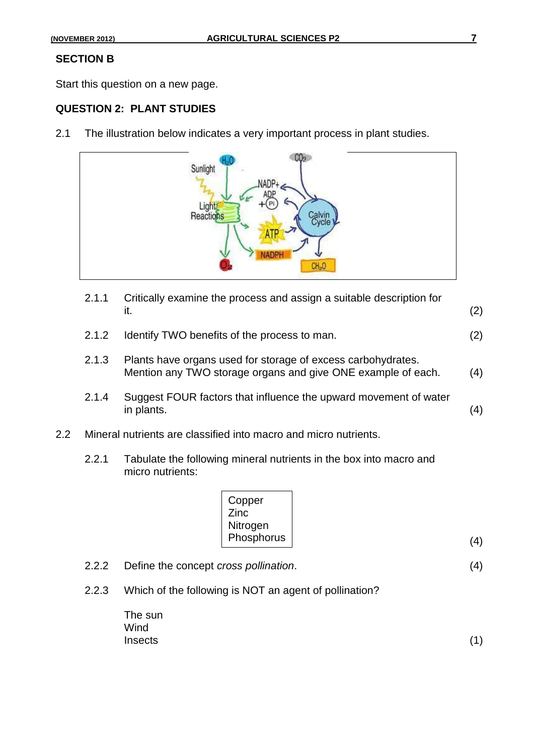## SECTION B

Start this question on a new page.

### QUESTION 2: PLANT STUDIES

2.1 The illustration below indicates a very important process in plant studies.

2.1.1 Critically examine the process and assign a suitable description for it. (2)

2.1.2 Identify TWO benefits of the process to man. (2)

2.1.3 Plants have organs used for storage of excess carbohydrates. Mention any TWO storage organs and give ONE example of each. (4)

2.1.4 Suggest FOUR factors that influence the upward movement of water in plants. (4)

2.2 Mineral nutrients are classified into macro and micro nutrients.

2.2.1 Tabulate the following mineral nutrients in the box into macro and micro nutrients:

Copper
Zinc
Nitrogen
Phosphorus

(4)

2.2.2 Define the concept *cross pollination*. (4)

2.2.3 Which of the following is NOT an agent of pollination?

The sun
Wind
Insects

(1)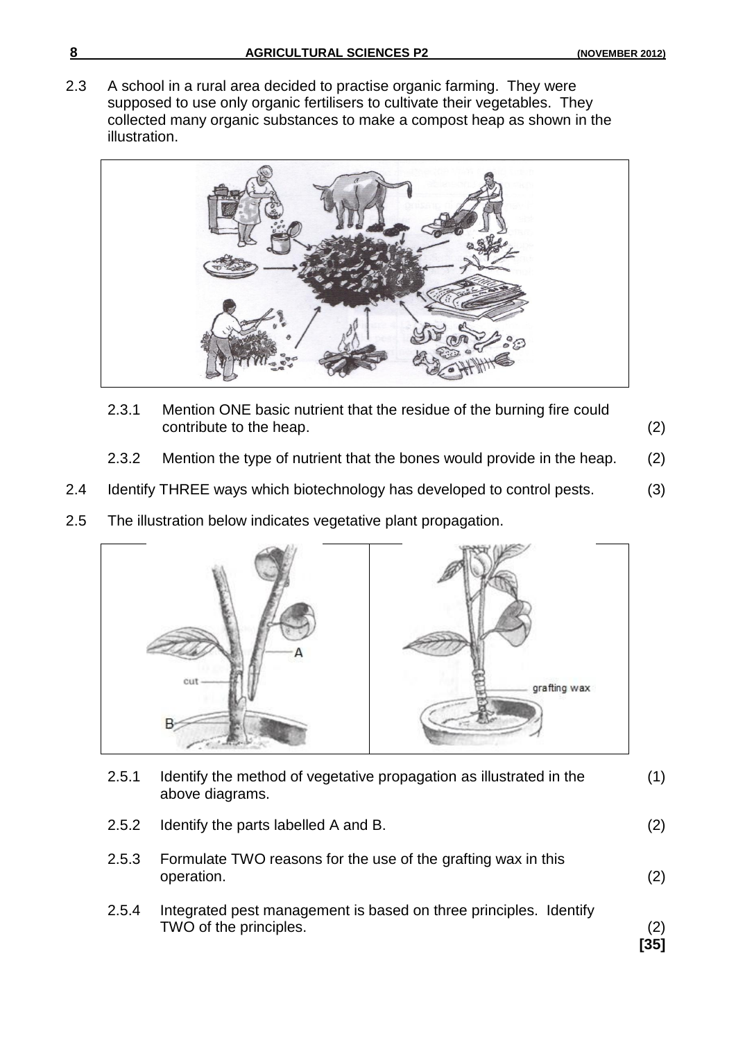2.3 A school in a rural area decided to practise organic farming. They were supposed to use only organic fertilisers to cultivate their vegetables. They collected many organic substances to make a compost heap as shown in the illustration.

2.3.1 Mention ONE basic nutrient that the residue of the burning fire could contribute to the heap. (2)

2.3.2 Mention the type of nutrient that the bones would provide in the heap. (2)

2.4 Identify THREE ways which biotechnology has developed to control pests. (3)

2.5 The illustration below indicates vegetative plant propagation.

2.5.1 Identify the method of vegetative propagation as illustrated in the above diagrams. (1)

2.5.2 Identify the parts labelled A and B. (2)

2.5.3 Formulate TWO reasons for the use of the grafting wax in this operation. (2)

2.5.4 Integrated pest management is based on three principles. Identify TWO of the principles. (2)

**[35]**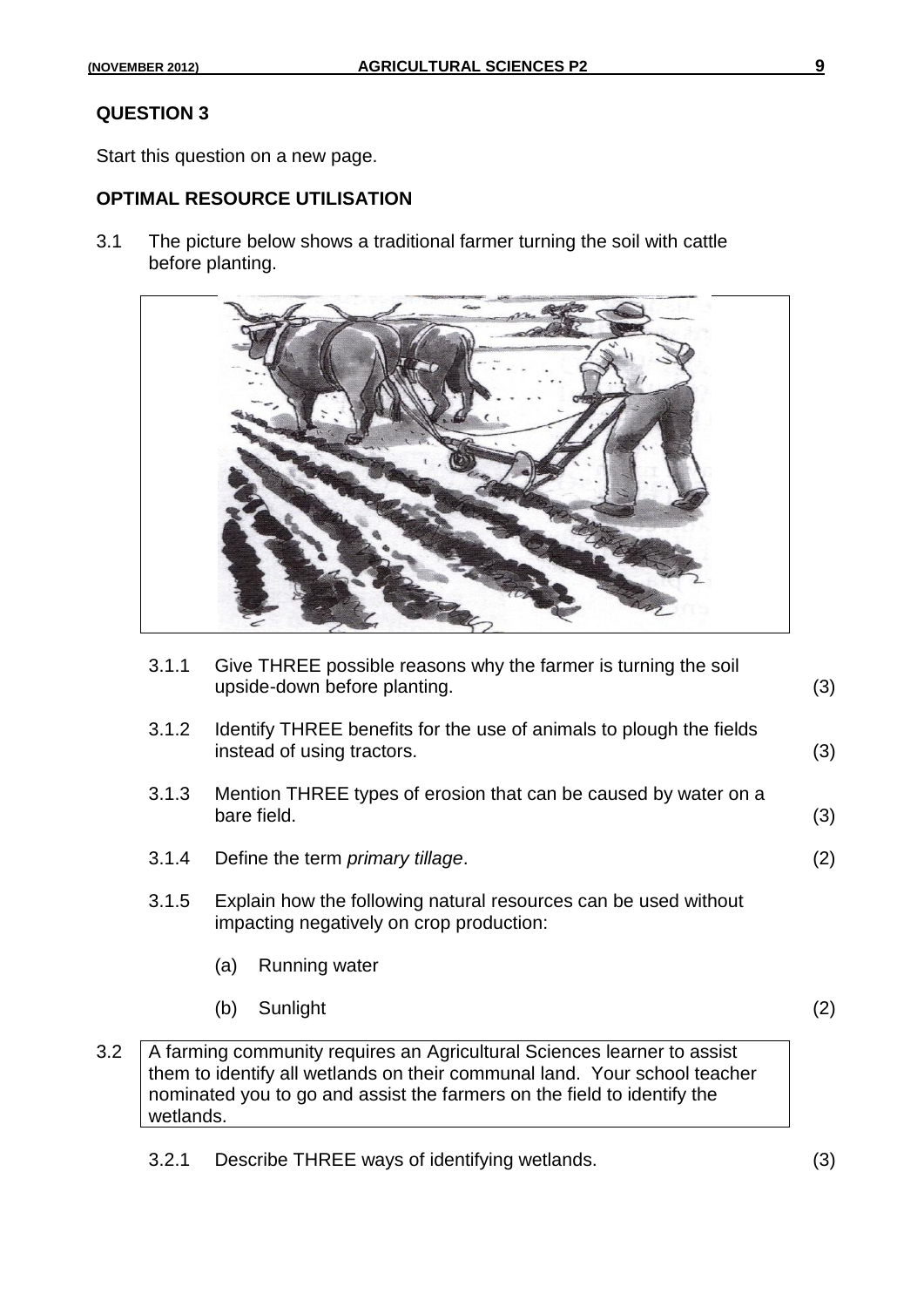## QUESTION 3

Start this question on a new page.

### OPTIMAL RESOURCE UTILISATION

3.1 The picture below shows a traditional farmer turning the soil with cattle before planting.

3.1.1 Give THREE possible reasons why the farmer is turning the soil upside-down before planting. (3)

3.1.2 Identify THREE benefits for the use of animals to plough the fields instead of using tractors. (3)

3.1.3 Mention THREE types of erosion that can be caused by water on a bare field. (3)

3.1.4 Define the term *primary tillage*. (2)

3.1.5 Explain how the following natural resources can be used without impacting negatively on crop production:

(a) Running water

(b) Sunlight (2)

3.2 A farming community requires an Agricultural Sciences learner to assist them to identify all wetlands on their communal land. Your school teacher nominated you to go and assist the farmers on the field to identify the wetlands.

3.2.1 Describe THREE ways of identifying wetlands. (3)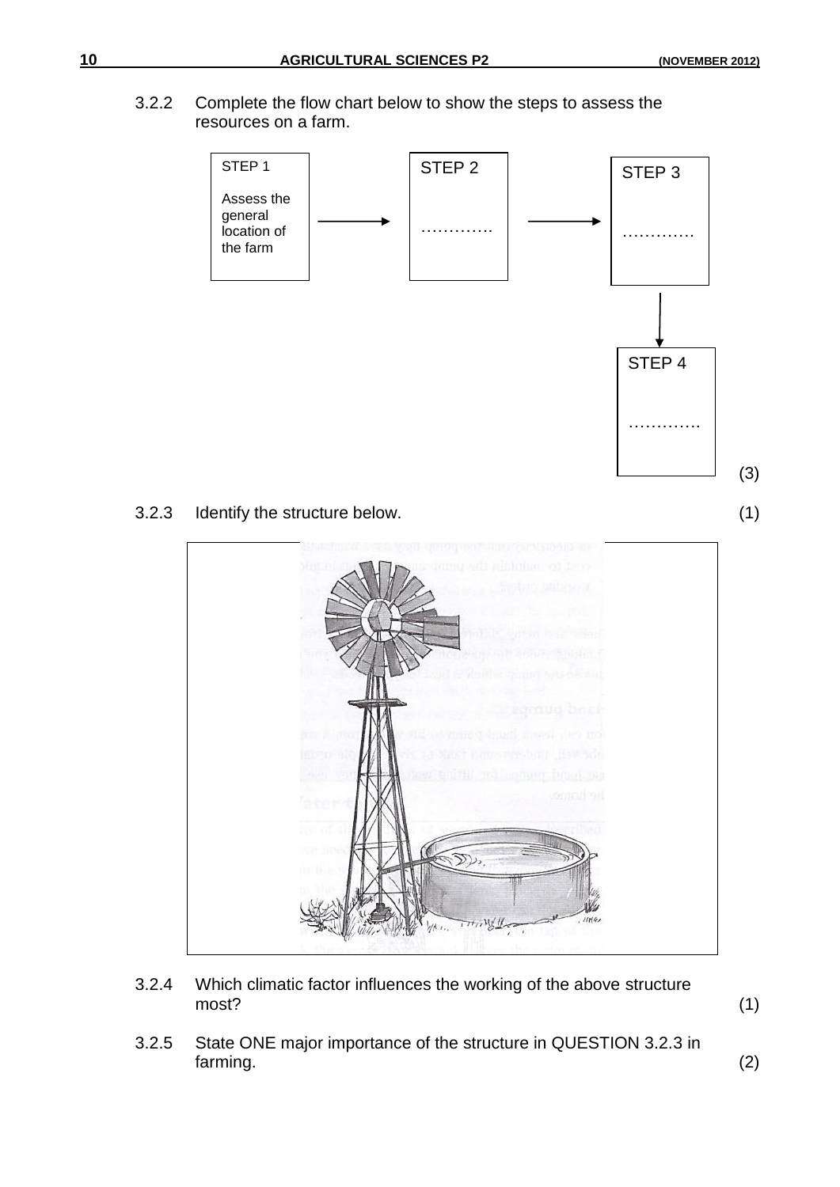3.2.2 Complete the flow chart below to show the steps to assess the resources on a farm.

| STEP 1 | | STEP 2 | | STEP 3 | | STEP 4 |
|---|---|---|---|---|---|---|
| Assess the general location of the farm | → | …………. | → | …………. | → | …………. |

(3)

3.2.3 Identify the structure below. (1)

3.2.4 Which climatic factor influences the working of the above structure most? (1)

3.2.5 State ONE major importance of the structure in QUESTION 3.2.3 in farming. (2)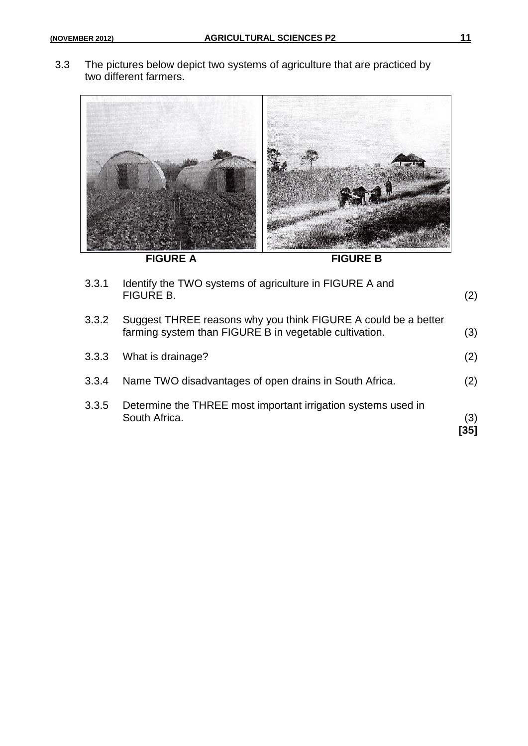3.3 The pictures below depict two systems of agriculture that are practiced by two different farmers.

FIGURE A FIGURE B

3.3.1 Identify the TWO systems of agriculture in FIGURE A and FIGURE B. (2)

3.3.2 Suggest THREE reasons why you think FIGURE A could be a better farming system than FIGURE B in vegetable cultivation. (3)

3.3.3 What is drainage? (2)

3.3.4 Name TWO disadvantages of open drains in South Africa. (2)

3.3.5 Determine the THREE most important irrigation systems used in South Africa. (3)

**[35]**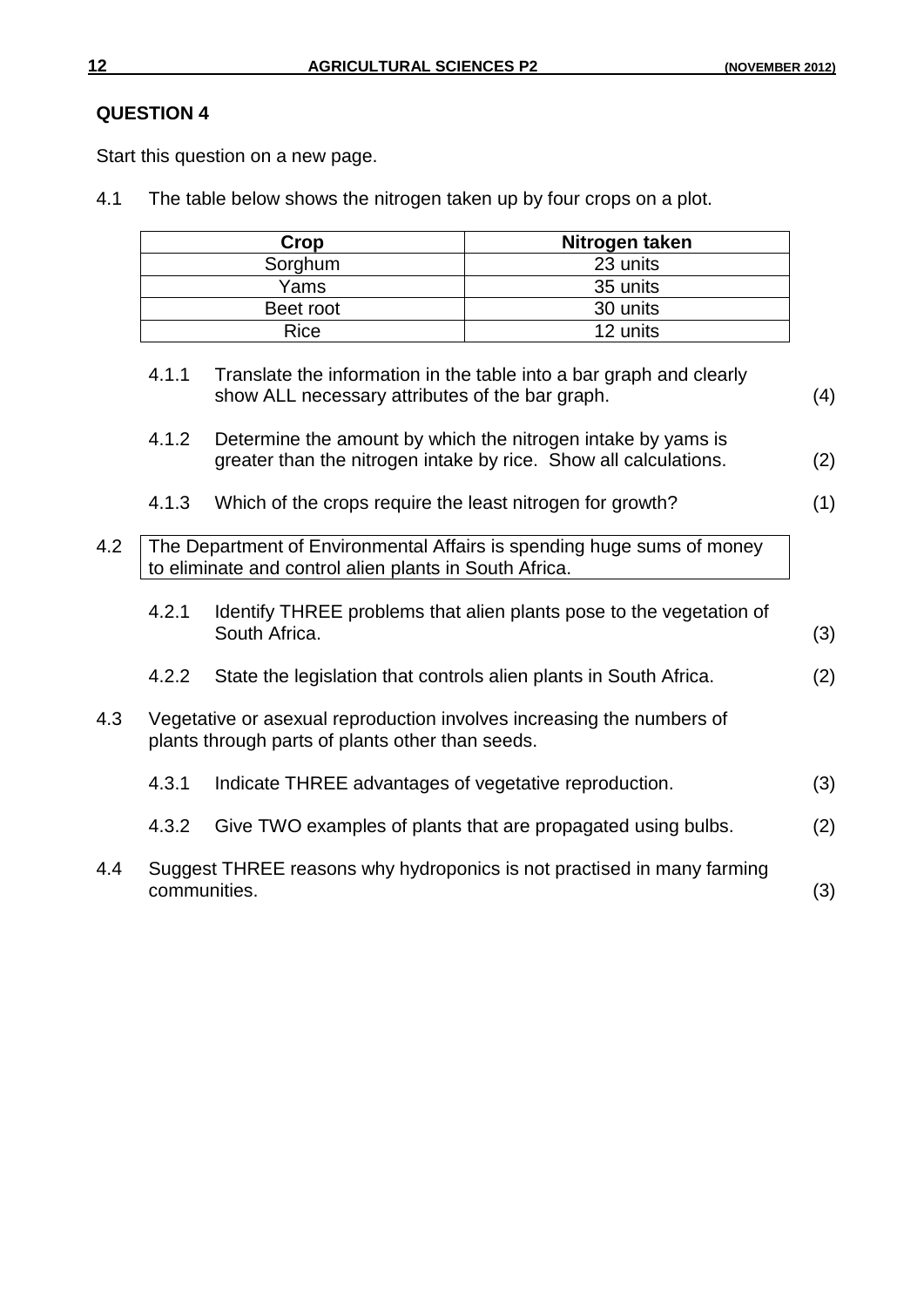## QUESTION 4

Start this question on a new page.

4.1 The table below shows the nitrogen taken up by four crops on a plot.

| Crop | Nitrogen taken |
|---|---|
| Sorghum | 23 units |
| Yams | 35 units |
| Beet root | 30 units |
| Rice | 12 units |

4.1.1 Translate the information in the table into a bar graph and clearly show ALL necessary attributes of the bar graph. (4)

4.1.2 Determine the amount by which the nitrogen intake by yams is greater than the nitrogen intake by rice. Show all calculations. (2)

4.1.3 Which of the crops require the least nitrogen for growth? (1)

4.2 The Department of Environmental Affairs is spending huge sums of money to eliminate and control alien plants in South Africa.

4.2.1 Identify THREE problems that alien plants pose to the vegetation of South Africa. (3)

4.2.2 State the legislation that controls alien plants in South Africa. (2)

4.3 Vegetative or asexual reproduction involves increasing the numbers of plants through parts of plants other than seeds.

4.3.1 Indicate THREE advantages of vegetative reproduction. (3)

4.3.2 Give TWO examples of plants that are propagated using bulbs. (2)

4.4 Suggest THREE reasons why hydroponics is not practised in many farming communities. (3)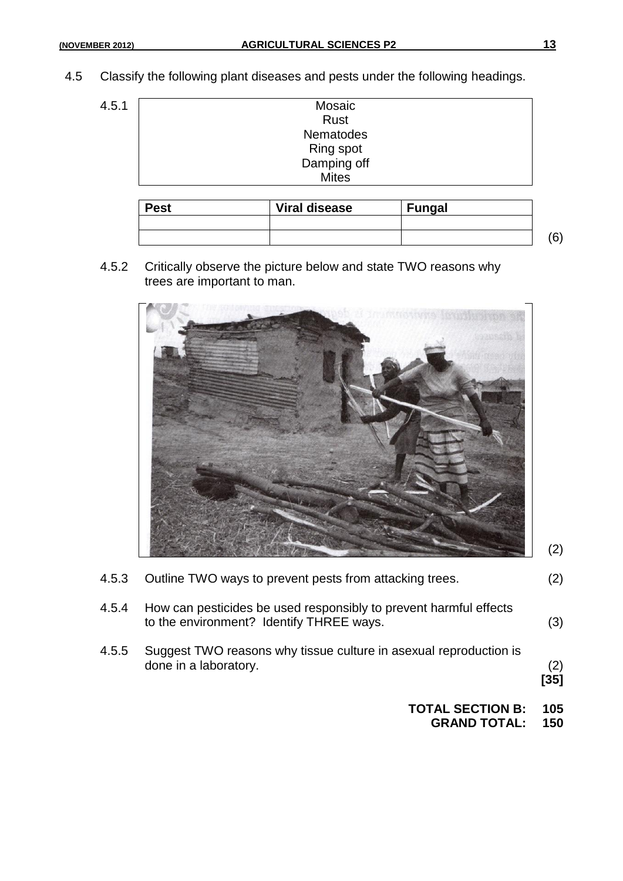4.5 Classify the following plant diseases and pests under the following headings.

4.5.1

| Mosaic<br>Rust<br>Nematodes<br>Ring spot<br>Damping off<br>Mites |
|---|

| Pest | Viral disease | Fungal |
|---|---|---|
| | | |
| | | |

(6)

4.5.2 Critically observe the picture below and state TWO reasons why trees are important to man.

(2)

4.5.3 Outline TWO ways to prevent pests from attacking trees. (2)

4.5.4 How can pesticides be used responsibly to prevent harmful effects to the environment? Identify THREE ways. (3)

4.5.5 Suggest TWO reasons why tissue culture in asexual reproduction is done in a laboratory. (2)

**[35]**

**TOTAL SECTION B: 105**

**GRAND TOTAL: 150**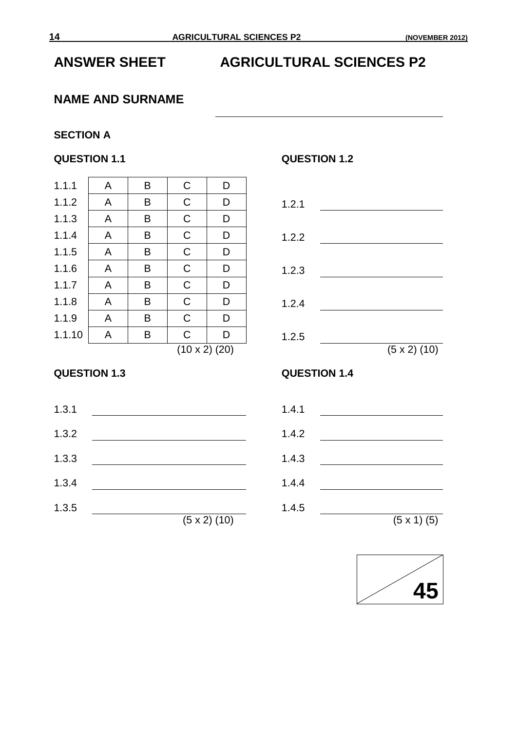# ANSWER SHEET AGRICULTURAL SCIENCES P2

## NAME AND SURNAME

______________________________

### SECTION A

### QUESTION 1.1

| | | | | |
|---|---|---|---|---|
| 1.1.1 | A | B | C | D |
| 1.1.2 | A | B | C | D |
| 1.1.3 | A | B | C | D |
| 1.1.4 | A | B | C | D |
| 1.1.5 | A | B | C | D |
| 1.1.6 | A | B | C | D |
| 1.1.7 | A | B | C | D |
| 1.1.8 | A | B | C | D |
| 1.1.9 | A | B | C | D |
| 1.1.10 | A | B | C | D |

(10 x 2) (20)

### QUESTION 1.2

1.2.1 ______________________

1.2.2 ______________________

1.2.3 ______________________

1.2.4 ______________________

1.2.5 ______________________

(5 x 2) (10)

### QUESTION 1.3

1.3.1 ______________________

1.3.2 ______________________

1.3.3 ______________________

1.3.4 ______________________

1.3.5 ______________________

(5 x 2) (10)

### QUESTION 1.4

1.4.1 ______________________

1.4.2 ______________________

1.4.3 ______________________

1.4.4 ______________________

1.4.5 ______________________

(5 x 1) (5)

**45**